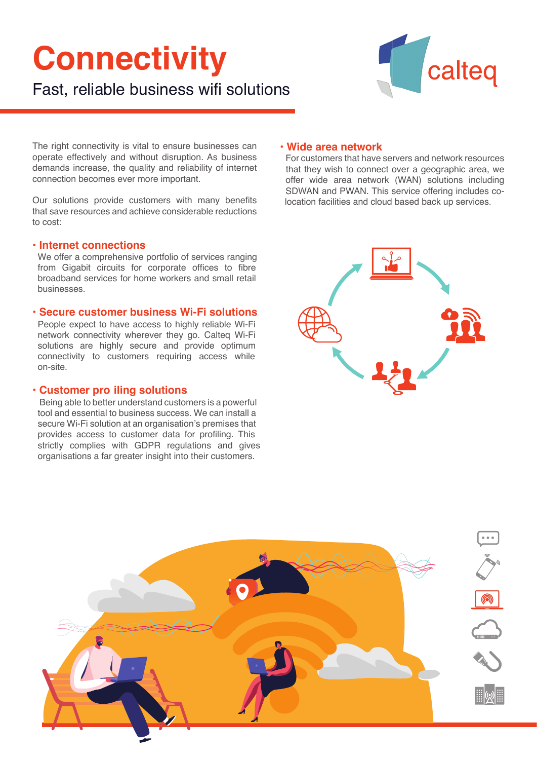# Connectivity

## Fast, reliable business wifi solutions

The right connectivity is vital to ensure businesses can operate effectively and without disruption. As business demands increase, the quality and reliability of internet connection becomes ever more important.

Our solutions provide customers with many benefits that save resources and achieve considerable reductions to cost:

### • Internet connections

We offer a comprehensive portfolio of services ranging from Gigabit circuits for corporate offices to fibre broadband services for home workers and small retail businesses.

### • Secure customer business Wi-Fi solutions

People expect to have access to highly reliable Wi-Fi network connectivity wherever they go. Calteq Wi-Fi solutions are highly secure and provide optimum connectivity to customers requiring access while on-site.

### • Customer pro iling solutions

Being able to better understand customers is a powerful tool and essential to business success. We can install a secure Wi-Fi solution at an organisation's premises that provides access to customer data for profiling. This strictly complies with GDPR regulations and gives organisations a far greater insight into their customers.

### • Wide area network

For customers that have servers and network resources that they wish to connect over a geographic area, we offer wide area network (WAN) solutions including SDWAN and PWAN. This service offering includes co-location facilities and cloud based back up services.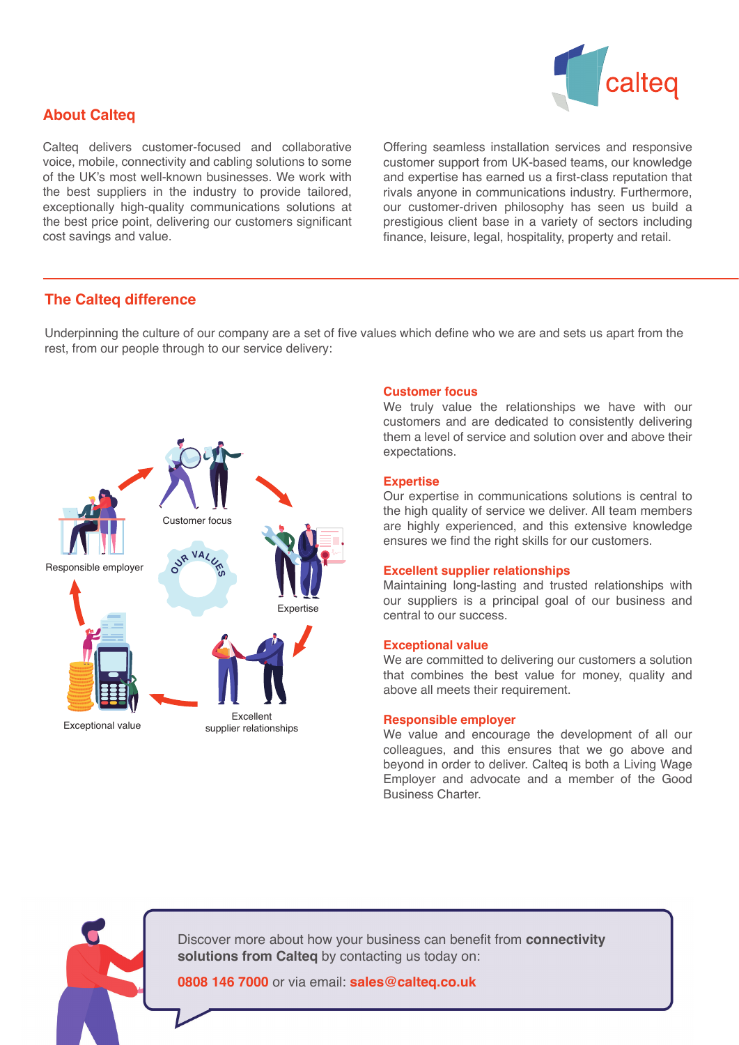## About Calteq

Calteq delivers customer-focused and collaborative voice, mobile, connectivity and cabling solutions to some of the UK's most well-known businesses. We work with the best suppliers in the industry to provide tailored, exceptionally high-quality communications solutions at the best price point, delivering our customers significant cost savings and value.

Offering seamless installation services and responsive customer support from UK-based teams, our knowledge and expertise has earned us a first-class reputation that rivals anyone in communications industry. Furthermore, our customer-driven philosophy has seen us build a prestigious client base in a variety of sectors including finance, leisure, legal, hospitality, property and retail.

## The Calteq difference

Underpinning the culture of our company are a set of five values which define who we are and sets us apart from the rest, from our people through to our service delivery:

OUR VALUES

Customer focus

Expertise

Excellent supplier relationships

Exceptional value

Responsible employer

### Customer focus

We truly value the relationships we have with our customers and are dedicated to consistently delivering them a level of service and solution over and above their expectations.

### Expertise

Our expertise in communications solutions is central to the high quality of service we deliver. All team members are highly experienced, and this extensive knowledge ensures we find the right skills for our customers.

### Excellent supplier relationships

Maintaining long-lasting and trusted relationships with our suppliers is a principal goal of our business and central to our success.

### Exceptional value

We are committed to delivering our customers a solution that combines the best value for money, quality and above all meets their requirement.

### Responsible employer

We value and encourage the development of all our colleagues, and this ensures that we go above and beyond in order to deliver. Calteq is both a Living Wage Employer and advocate and a member of the Good Business Charter.

Discover more about how your business can benefit from **connectivity solutions from Calteq** by contacting us today on:

**0808 146 7000** or via email: **sales@calteq.co.uk**